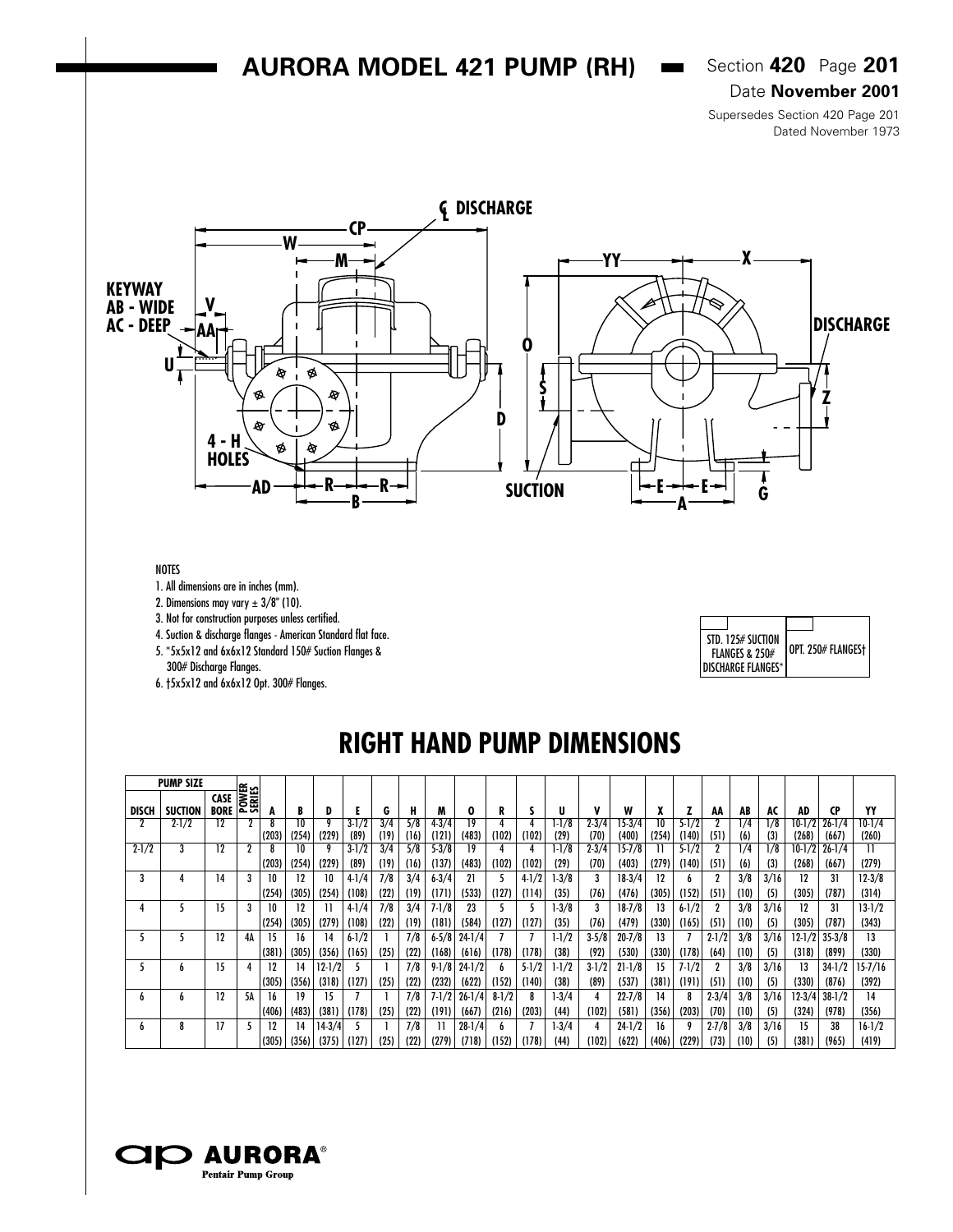# AURORA MODEL 421 PUMP (RH)

Section **420** Page **201**
Date **November 2001**
Supersedes Section 420 Page 201
Dated November 1973

NOTES
1. All dimensions are in inches (mm).
2. Dimensions may vary ± 3/8" (10).
3. Not for construction purposes unless certified.
4. Suction & discharge flanges - American Standard flat face.
5. *5x5x12 and 6x6x12 Standard 150# Suction Flanges & 300# Discharge Flanges.
6. †5x5x12 and 6x6x12 Opt. 300# Flanges.

| STD. 125# SUCTION FLANGES & 250# DISCHARGE FLANGES* | OPT. 250# FLANGES† |
|---|---|

## RIGHT HAND PUMP DIMENSIONS

| PUMP SIZE | | | POWER SERIES | A | B | D | E | G | H | M | O | R | S | U | V | W | X | Z | AA | AB | AC | AD | CP | YY |
|---|---|---|---|---|---|---|---|---|---|---|---|---|---|---|---|---|---|---|---|---|---|---|---|---|
| DISCH | SUCTION | CASE BORE | | | | | | | | | | | | | | | | | | | | | | |
| 2 | 2-1/2 | 12 | 2 | 8 (203) | 10 (254) | 9 (229) | 3-1/2 (89) | 3/4 (19) | 5/8 (16) | 4-3/4 (121) | 19 (483) | 4 (102) | 4 (102) | 1-1/8 (29) | 2-3/4 (70) | 15-3/4 (400) | 10 (254) | 5-1/2 (140) | 2 (51) | 1/4 (6) | 1/8 (3) | 10-1/2 (268) | 26-1/4 (667) | 10-1/4 (260) |
| 2-1/2 | 3 | 12 | 2 | 8 (203) | 10 (254) | 9 (229) | 3-1/2 (89) | 3/4 (19) | 5/8 (16) | 5-3/8 (137) | 19 (483) | 4 (102) | 4 (102) | 1-1/8 (29) | 2-3/4 (70) | 15-7/8 (403) | 11 (279) | 5-1/2 (140) | 2 (51) | 1/4 (6) | 1/8 (3) | 10-1/2 (268) | 26-1/4 (667) | 11 (279) |
| 3 | 4 | 14 | 3 | 10 (254) | 12 (305) | 10 (254) | 4-1/4 (108) | 7/8 (22) | 3/4 (19) | 6-3/4 (171) | 21 (533) | 5 (127) | 4-1/2 (114) | 1-3/8 (35) | 3 (76) | 18-3/4 (476) | 12 (305) | 6 (152) | 2 (51) | 3/8 (10) | 3/16 (5) | 12 (305) | 31 (787) | 12-3/8 (314) |
| 4 | 5 | 15 | 3 | 10 (254) | 12 (305) | 11 (279) | 4-1/4 (108) | 7/8 (22) | 3/4 (19) | 7-1/8 (181) | 23 (584) | 5 (127) | 5 (127) | 1-3/8 (35) | 3 (76) | 18-7/8 (479) | 13 (330) | 6-1/2 (165) | 2 (51) | 3/8 (10) | 3/16 (5) | 12 (305) | 31 (787) | 13-1/2 (343) |
| 5 | 5 | 12 | 4A | 15 (381) | 16 (305) | 14 (356) | 6-1/2 (165) | 1 (25) | 7/8 (22) | 6-5/8 (168) | 24-1/4 (616) | 7 (178) | 7 (178) | 1-1/2 (38) | 3-5/8 (92) | 20-7/8 (530) | 13 (330) | 7 (178) | 2-1/2 (64) | 3/8 (10) | 3/16 (5) | 12-1/2 (318) | 35-3/8 (899) | 13 (330) |
| 5 | 6 | 15 | 4 | 12 (305) | 14 (356) | 12-1/2 (318) | 5 (127) | 1 (25) | 7/8 (22) | 9-1/8 (232) | 24-1/2 (622) | 6 (152) | 5-1/2 (140) | 1-1/2 (38) | 3-1/2 (89) | 21-1/8 (537) | 15 (381) | 7-1/2 (191) | 2 (51) | 3/8 (10) | 3/16 (5) | 13 (330) | 34-1/2 (876) | 15-7/16 (392) |
| 6 | 6 | 12 | 5A | 16 (406) | 19 (483) | 15 (381) | 7 (178) | 1 (25) | 7/8 (22) | 7-1/2 (191) | 26-1/4 (667) | 8-1/2 (216) | 8 (203) | 1-3/4 (44) | 4 (102) | 22-7/8 (581) | 14 (356) | 8 (203) | 2-3/4 (70) | 3/8 (10) | 3/16 (5) | 12-3/4 (324) | 38-1/2 (978) | 14 (356) |
| 6 | 8 | 17 | 5 | 12 (305) | 14 (356) | 14-3/4 (375) | 5 (127) | 1 (25) | 7/8 (22) | 11 (279) | 28-1/4 (718) | 6 (152) | 7 (178) | 1-3/4 (44) | 4 (102) | 24-1/2 (622) | 16 (406) | 9 (229) | 2-7/8 (73) | 3/8 (10) | 3/16 (5) | 15 (381) | 38 (965) | 16-1/2 (419) |

AURORA®
Pentair Pump Group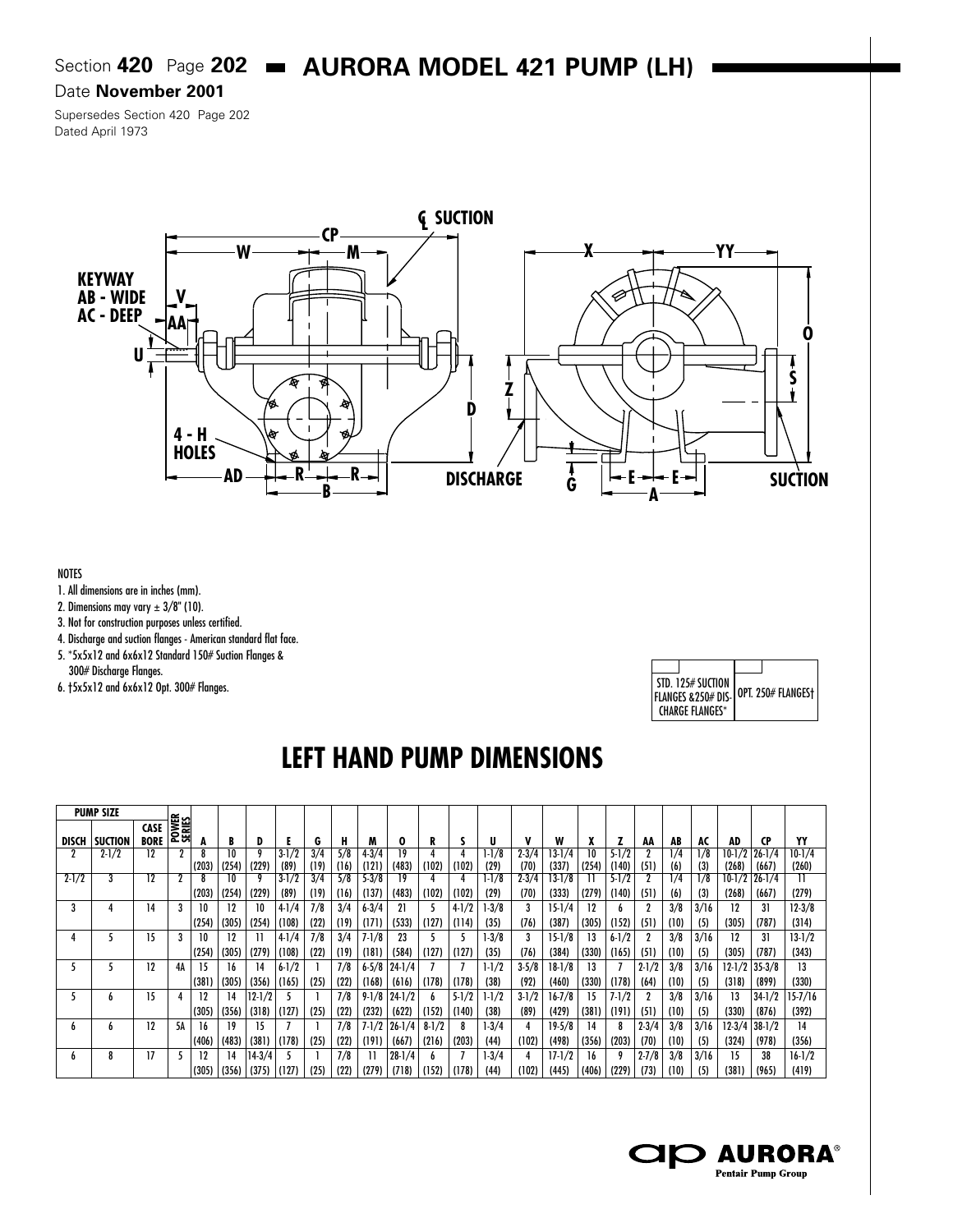Section **420** Page **202** **AURORA MODEL 421 PUMP (LH)**

Date **November 2001**

Supersedes Section 420 Page 202
Dated April 1973

NOTES
1. All dimensions are in inches (mm).
2. Dimensions may vary ± 3/8" (10).
3. Not for construction purposes unless certified.
4. Discharge and suction flanges - American standard flat face.
5. *5x5x12 and 6x6x12 Standard 150# Suction Flanges & 300# Discharge Flanges.
6. †5x5x12 and 6x6x12 Opt. 300# Flanges.

| STD. 125# SUCTION FLANGES &250# DISCHARGE FLANGES* | OPT. 250# FLANGES† |
|---|---|

## LEFT HAND PUMP DIMENSIONS

| PUMP SIZE | | | | | | | | | | | | | | | | | | | | | | | | | | |
|---|---|---|---|---|---|---|---|---|---|---|---|---|---|---|---|---|---|---|---|---|---|---|---|---|---|---|
| DISCH | SUCTION | CASE BORE | POWER SERIES | A | B | D | E | G | H | M | O | R | S | U | V | W | X | Z | AA | AB | AC | AD | CP | YY |
| 2 | 2-1/2 | 12 | 2 | 8 (203) | 10 (254) | 9 (229) | 3-1/2 (89) | 3/4 (19) | 5/8 (16) | 4-3/4 (121) | 19 (483) | 4 (102) | 4 (102) | 1-1/8 (29) | 2-3/4 (70) | 13-1/4 (337) | 10 (254) | 5-1/2 (140) | 2 (51) | 1/4 (6) | 1/8 (3) | 10-1/2 (268) | 26-1/4 (667) | 10-1/4 (260) |
| 2-1/2 | 3 | 12 | 2 | 8 (203) | 10 (254) | 9 (229) | 3-1/2 (89) | 3/4 (19) | 5/8 (16) | 5-3/8 (137) | 19 (483) | 4 (102) | 4 (102) | 1-1/8 (29) | 2-3/4 (70) | 13-1/8 (333) | 11 (279) | 5-1/2 (140) | 2 (51) | 1/4 (6) | 1/8 (3) | 10-1/2 (268) | 26-1/4 (667) | 11 (279) |
| 3 | 4 | 14 | 3 | 10 (254) | 12 (305) | 10 (254) | 4-1/4 (108) | 7/8 (22) | 3/4 (19) | 6-3/4 (171) | 21 (533) | 5 (127) | 4-1/2 (114) | 1-3/8 (35) | 3 (76) | 15-1/4 (387) | 12 (305) | 6 (152) | 2 (51) | 3/8 (10) | 3/16 (5) | 12 (305) | 31 (787) | 12-3/8 (314) |
| 4 | 5 | 15 | 3 | 10 (254) | 12 (305) | 11 (279) | 4-1/4 (108) | 7/8 (22) | 3/4 (19) | 7-1/8 (181) | 23 (584) | 5 (127) | 5 (127) | 1-3/8 (35) | 3 (76) | 15-1/8 (384) | 13 (330) | 6-1/2 (165) | 2 (51) | 3/8 (10) | 3/16 (5) | 12 (305) | 31 (787) | 13-1/2 (343) |
| 5 | 5 | 12 | 4A | 15 (381) | 12 (305) | 14 (356) | 6-1/2 (165) | 1 (25) | 7/8 (22) | 6-5/8 (168) | 24-1/4 (616) | 7 (178) | 7 (178) | 1-1/2 (38) | 3-5/8 (92) | 18-1/8 (460) | 13 (330) | 7 (178) | 2-1/2 (64) | 3/8 (10) | 3/16 (5) | 12-1/2 (318) | 35-3/8 (899) | 13 (330) |
| 5 | 6 | 15 | 4 | 12 (305) | 14 (356) | 12-1/2 (318) | 5 (127) | 1 (25) | 7/8 (22) | 9-1/8 (232) | 24-1/2 (622) | 6 (152) | 5-1/2 (140) | 1-1/2 (38) | 3-1/2 (89) | 16-7/8 (429) | 15 (381) | 7-1/2 (191) | 2 (51) | 3/8 (10) | 3/16 (5) | 13 (330) | 34-1/2 (876) | 15-7/16 (392) |
| 6 | 6 | 12 | 5A | 16 (406) | 19 (483) | 15 (381) | 7 (178) | 1 (25) | 7/8 (22) | 7-1/2 (191) | 26-1/4 (667) | 8-1/2 (216) | 8 (203) | 1-3/4 (44) | 4 (102) | 19-5/8 (498) | 14 (356) | 8 (203) | 2-3/4 (70) | 3/8 (10) | 3/16 (5) | 12-3/4 (324) | 38-1/2 (978) | 14 (356) |
| 6 | 8 | 17 | 5 | 12 (305) | 14 (356) | 14-3/4 (375) | 5 (127) | 1 (25) | 7/8 (22) | 11 (279) | 28-1/4 (718) | 6 (152) | 7 (178) | 1-3/4 (44) | 4 (102) | 17-1/2 (445) | 16 (406) | 9 (229) | 2-7/8 (73) | 3/8 (10) | 3/16 (5) | 15 (381) | 38 (965) | 16-1/2 (419) |

AURORA® Pentair Pump Group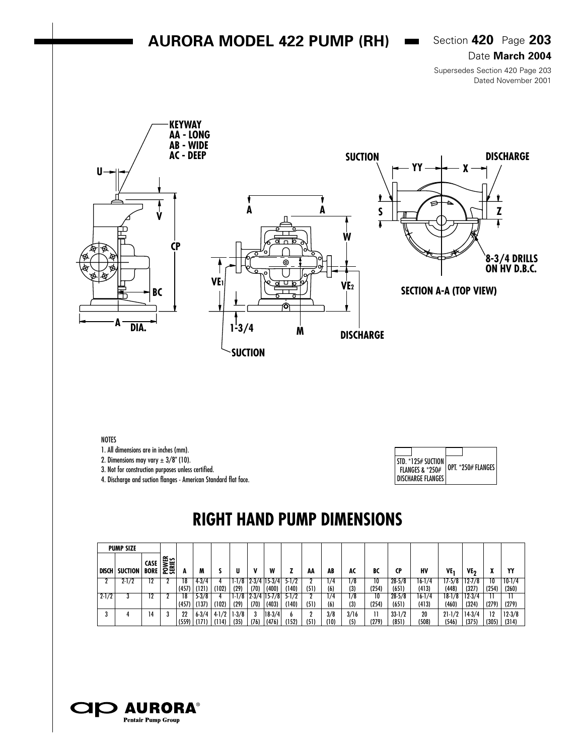# AURORA MODEL 422 PUMP (RH)

Section **420** Page **203**

Date **March 2004**

Supersedes Section 420 Page 203
Dated November 2001

KEYWAY
AA - LONG
AB - WIDE
AC - DEEP

U

V

CP

BC

A DIA.

A A

W

VE1

VE2

1-3/4

M

DISCHARGE

SUCTION

SUCTION

YY

X

DISCHARGE

S

Z

8-3/4 DRILLS ON HV D.B.C.

SECTION A-A (TOP VIEW)

NOTES

1. All dimensions are in inches (mm).
2. Dimensions may vary ± 3/8" (10).
3. Not for construction purposes unless certified.
4. Discharge and suction flanges - American Standard flat face.

| STD. *125# SUCTION FLANGES & *250# DISCHARGE FLANGES | OPT. *250# FLANGES |
|---|---|

## RIGHT HAND PUMP DIMENSIONS

| PUMP SIZE | | | | | | | | | | | | | | | | | | | | |
|---|---|---|---|---|---|---|---|---|---|---|---|---|---|---|---|---|---|---|---|---|
| DISCH | SUCTION | CASE BORE | POWER SERIES | A | M | S | U | V | W | Z | AA | AB | AC | BC | CP | HV | $VE_1$ | $VE_2$ | X | YY |
| 2 | 2-1/2 | 12 | 2 | 18 (457) | 4-3/4 (121) | 4 (102) | 1-1/8 (29) | 2-3/4 (70) | 15-3/4 (400) | 5-1/2 (140) | 2 (51) | 1/4 (6) | 1/8 (3) | 10 (254) | 28-5/8 (651) | 16-1/4 (413) | 17-5/8 (448) | 12-7/8 (327) | 10 (254) | 10-1/4 (260) |
| 2-1/2 | 3 | 12 | 2 | 18 (457) | 5-3/8 (137) | 4 (102) | 1-1/8 (29) | 2-3/4 (70) | 15-7/8 (403) | 5-1/2 (140) | 2 (51) | 1/4 (6) | 1/8 (3) | 10 (254) | 28-5/8 (651) | 16-1/4 (413) | 18-1/8 (460) | 12-3/4 (324) | 11 (279) | 11 (279) |
| 3 | 4 | 14 | 3 | 22 (559) | 6-3/4 (171) | 4-1/2 (114) | 1-3/8 (35) | 3 (76) | 18-3/4 (476) | 6 (152) | 2 (51) | 3/8 (10) | 3/16 (5) | 11 (279) | 33-1/2 (851) | 20 (508) | 21-1/2 (546) | 14-3/4 (375) | 12 (305) | 12-3/8 (314) |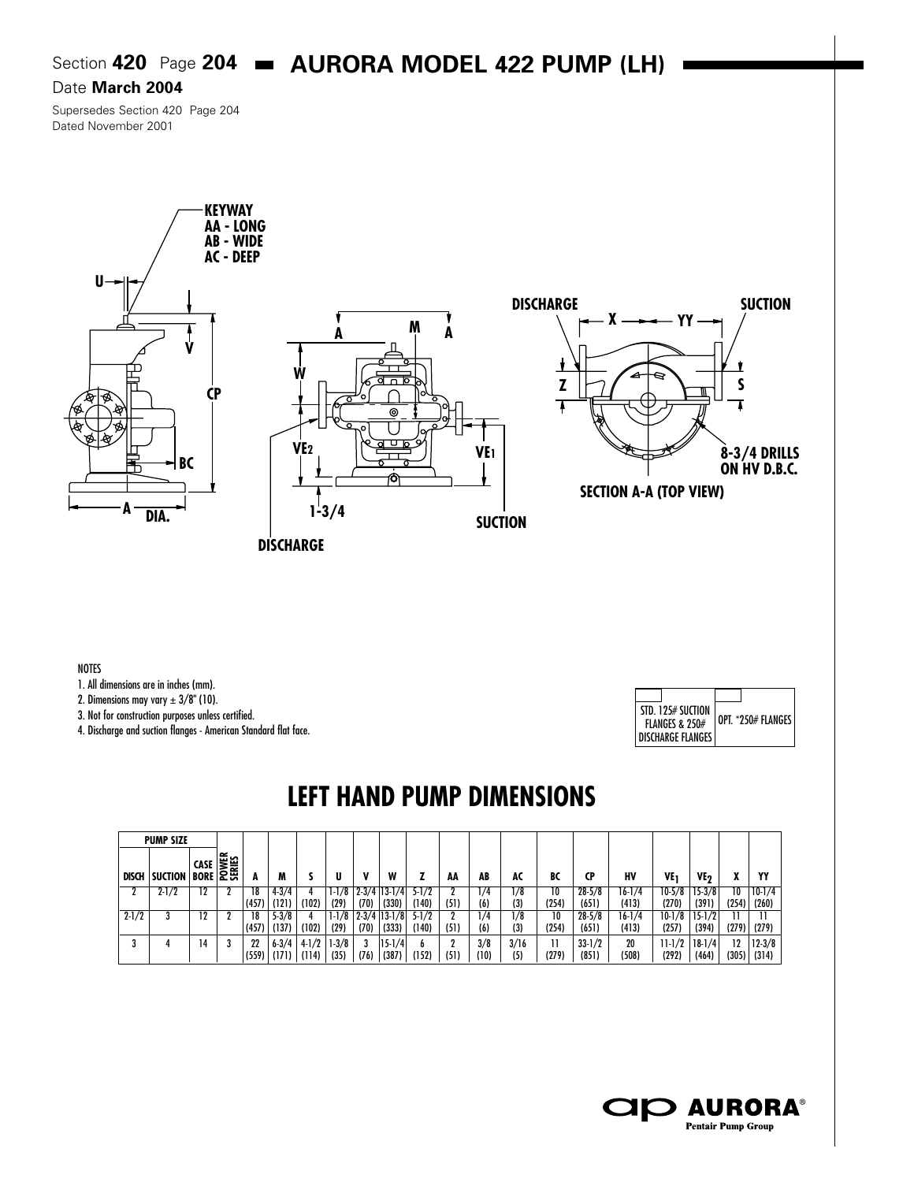Section **420** Page **204**

# AURORA MODEL 422 PUMP (LH)

Date **March 2004**

Supersedes Section 420 Page 204
Dated November 2001

KEYWAY
AA - LONG
AB - WIDE
AC - DEEP

U V CP BC A DIA.

W M A A VE2 VE1 1-3/4 DISCHARGE SUCTION

DISCHARGE X YY SUCTION Z S

8-3/4 DRILLS ON HV D.B.C.

SECTION A-A (TOP VIEW)

NOTES
1. All dimensions are in inches (mm).
2. Dimensions may vary ± 3/8" (10).
3. Not for construction purposes unless certified.
4. Discharge and suction flanges - American Standard flat face.

| STD. 125# SUCTION FLANGES & 250# DISCHARGE FLANGES | OPT. *250# FLANGES |
|---|---|

## LEFT HAND PUMP DIMENSIONS

| PUMP SIZE | | | POWER SERIES | A | M | S | U | V | W | Z | AA | AB | AC | BC | CP | HV | $VE_1$ | $VE_2$ | X | YY |
|---|---|---|---|---|---|---|---|---|---|---|---|---|---|---|---|---|---|---|---|---|
| DISCH | SUCTION | CASE BORE | | | | | | | | | | | | | | | | | | |
| 2 | 2-1/2 | 12 | 2 | 18 (457) | 4-3/4 (121) | 4 (102) | 1-1/8 (29) | 2-3/4 (70) | 13-1/4 (330) | 5-1/2 (140) | 2 (51) | 1/4 (6) | 1/8 (3) | 10 (254) | 28-5/8 (651) | 16-1/4 (413) | 10-5/8 (270) | 15-3/8 (391) | 10 (254) | 10-1/4 (260) |
| 2-1/2 | 3 | 12 | 2 | 18 (457) | 5-3/8 (137) | 4 (102) | 1-1/8 (29) | 2-3/4 (70) | 13-1/8 (333) | 5-1/2 (140) | 2 (51) | 1/4 (6) | 1/8 (3) | 10 (254) | 28-5/8 (651) | 16-1/4 (413) | 10-1/8 (257) | 15-1/2 (394) | 11 (279) | 11 (279) |
| 3 | 4 | 14 | 3 | 22 (559) | 6-3/4 (171) | 4-1/2 (114) | 1-3/8 (35) | 3 (76) | 15-1/4 (387) | 6 (152) | 2 (51) | 3/8 (10) | 3/16 (5) | 11 (279) | 33-1/2 (851) | 20 (508) | 11-1/2 (292) | 18-1/4 (464) | 12 (305) | 12-3/8 (314) |

AURORA®
Pentair Pump Group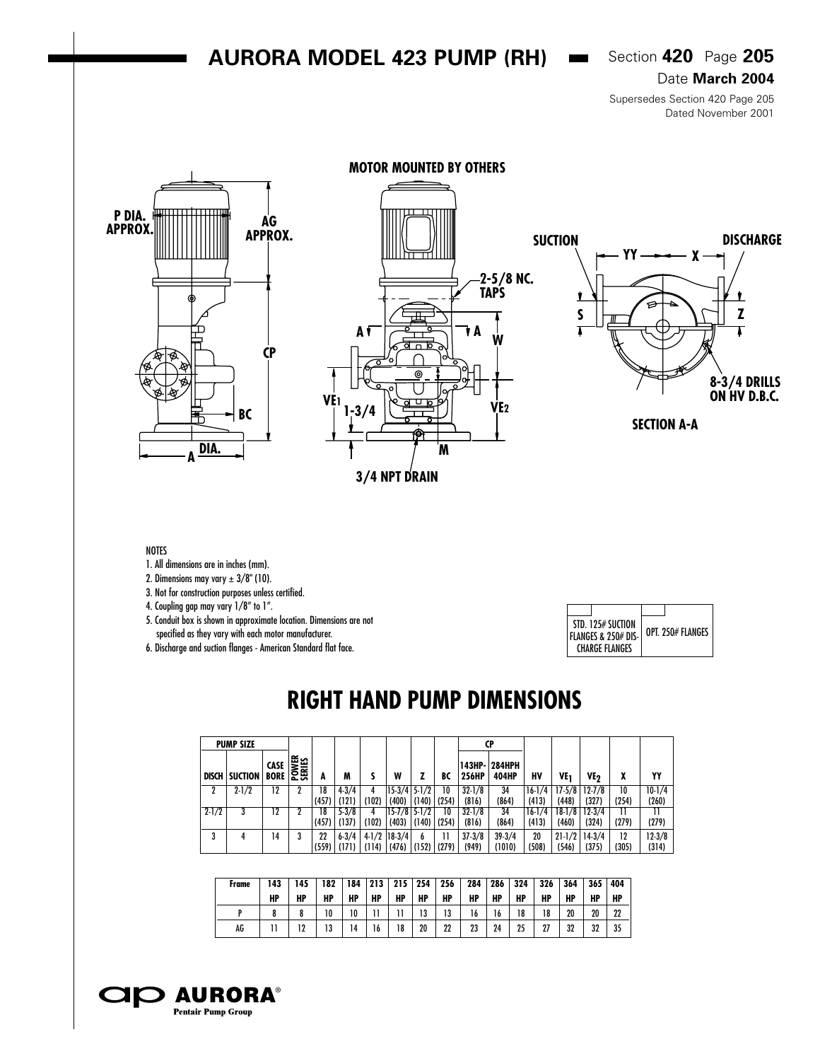# AURORA MODEL 423 PUMP (RH)

Section **420** Page **205**
Date **March 2004**
Supersedes Section 420 Page 205
Dated November 2001

MOTOR MOUNTED BY OTHERS

P DIA. APPROX.
AG APPROX.
CP
BC
A DIA.
2-5/8 NC. TAPS
A A
W
VE1
1-3/4
VE2
M
3/4 NPT DRAIN
SUCTION
DISCHARGE
YY
X
S
Z
8-3/4 DRILLS ON HV D.B.C.
SECTION A-A

NOTES
1. All dimensions are in inches (mm).
2. Dimensions may vary ± 3/8" (10).
3. Not for construction purposes unless certified.
4. Coupling gap may vary 1/8" to 1".
5. Conduit box is shown in approximate location. Dimensions are not specified as they vary with each motor manufacturer.
6. Discharge and suction flanges - American Standard flat face.

| STD. 125# SUCTION FLANGES & 250# DISCHARGE FLANGES | OPT. 250# FLANGES |
|---|---|

## RIGHT HAND PUMP DIMENSIONS

| PUMP SIZE | | | POWER SERIES | A | M | S | W | Z | BC | CP | | HV | $VE_1$ | $VE_2$ | X | YY |
|---|---|---|---|---|---|---|---|---|---|---|---|---|---|---|---|---|
| DISCH | SUCTION | CASE BORE | | | | | | | | 143HP-256HP | 284HPH 404HP | | | | | |
| 2 | 2-1/2 | 12 | 2 | 18 (457) | 4-3/4 (121) | 4 (102) | 15-3/4 (400) | 5-1/2 (140) | 10 (254) | 32-1/8 (816) | 34 (864) | 16-1/4 (413) | 17-5/8 (448) | 12-7/8 (327) | 10 (254) | 10-1/4 (260) |
| 2-1/2 | 3 | 12 | 2 | 18 (457) | 5-3/8 (137) | 4 (102) | 15-7/8 (403) | 5-1/2 (140) | 10 (254) | 32-1/8 (816) | 34 (864) | 16-1/4 (413) | 18-1/8 (460) | 12-3/4 (324) | 11 (279) | 11 (279) |
| 3 | 4 | 14 | 3 | 22 (559) | 6-3/4 (171) | 4-1/2 (114) | 18-3/4 (476) | 6 (152) | 11 (279) | 37-3/8 (949) | 39-3/4 (1010) | 20 (508) | 21-1/2 (546) | 14-3/4 (375) | 12 (305) | 12-3/8 (314) |

| Frame | 143 HP | 145 HP | 182 HP | 184 HP | 213 HP | 215 HP | 254 HP | 256 HP | 284 HP | 286 HP | 324 HP | 326 HP | 364 HP | 365 HP | 404 HP |
|---|---|---|---|---|---|---|---|---|---|---|---|---|---|---|---|
| P | 8 | 8 | 10 | 10 | 11 | 11 | 13 | 13 | 16 | 16 | 18 | 18 | 20 | 20 | 22 |
| AG | 11 | 12 | 13 | 14 | 16 | 18 | 20 | 22 | 23 | 24 | 25 | 27 | 32 | 32 | 35 |

AURORA® Pentair Pump Group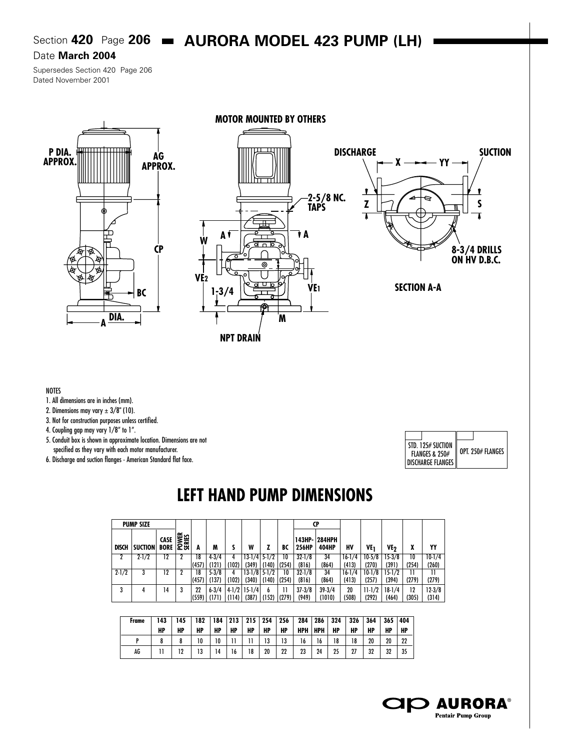Section **420** Page **206**

# AURORA MODEL 423 PUMP (LH)

Date **March 2004**

Supersedes Section 420 Page 206
Dated November 2001

MOTOR MOUNTED BY OTHERS

P DIA. APPROX.

AG APPROX.

CP

BC

A DIA.

W

A A

2-5/8 NC. TAPS

VE2

VE1

1-3/4

M

NPT DRAIN

DISCHARGE

SUCTION

X

YY

Z

S

8-3/4 DRILLS ON HV D.B.C.

SECTION A-A

NOTES

1. All dimensions are in inches (mm).
2. Dimensions may vary ± 3/8" (10).
3. Not for construction purposes unless certified.
4. Coupling gap may vary 1/8" to 1".
5. Conduit box is shown in approximate location. Dimensions are not specified as they vary with each motor manufacturer.
6. Discharge and suction flanges - American Standard flat face.

| STD. 125# SUCTION FLANGES & 250# DISCHARGE FLANGES | OPT. 250# FLANGES |
|---|---|

## LEFT HAND PUMP DIMENSIONS

| PUMP SIZE | | | POWER SERIES | A | M | S | W | Z | BC | CP | | HV | $VE_1$ | $VE_2$ | X | YY |
|---|---|---|---|---|---|---|---|---|---|---|---|---|---|---|---|---|
| DISCH | SUCTION | CASE BORE | | | | | | | | 143HP-256HP | 284HPH 404HP | | | | | |
| 2 | 2-1/2 | 12 | 2 | 18 (457) | 4-3/4 (121) | 4 (102) | 13-1/4 (349) | 5-1/2 (140) | 10 (254) | 32-1/8 (816) | 34 (864) | 16-1/4 (413) | 10-5/8 (270) | 15-3/8 (391) | 10 (254) | 10-1/4 (260) |
| 2-1/2 | 3 | 12 | 2 | 18 (457) | 5-3/8 (137) | 4 (102) | 13-1/8 (340) | 5-1/2 (140) | 10 (254) | 32-1/8 (816) | 34 (864) | 16-1/4 (413) | 10-1/8 (257) | 15-1/2 (394) | 11 (279) | 11 (279) |
| 3 | 4 | 14 | 3 | 22 (559) | 6-3/4 (171) | 4-1/2 (114) | 15-1/4 (387) | 6 (152) | 11 (279) | 37-3/8 (949) | 39-3/4 (1010) | 20 (508) | 11-1/2 (292) | 18-1/4 (464) | 12 (305) | 12-3/8 (314) |

| Frame | 143 HP | 145 HP | 182 HP | 184 HP | 213 HP | 215 HP | 254 HP | 256 HP | 284 HPH | 286 HPH | 324 HP | 326 HP | 364 HP | 365 HP | 404 HP |
|---|---|---|---|---|---|---|---|---|---|---|---|---|---|---|---|
| P | 8 | 8 | 10 | 10 | 11 | 11 | 13 | 13 | 16 | 16 | 18 | 18 | 20 | 20 | 22 |
| AG | 11 | 12 | 13 | 14 | 16 | 18 | 20 | 22 | 23 | 24 | 25 | 27 | 32 | 32 | 35 |

AURORA® Pentair Pump Group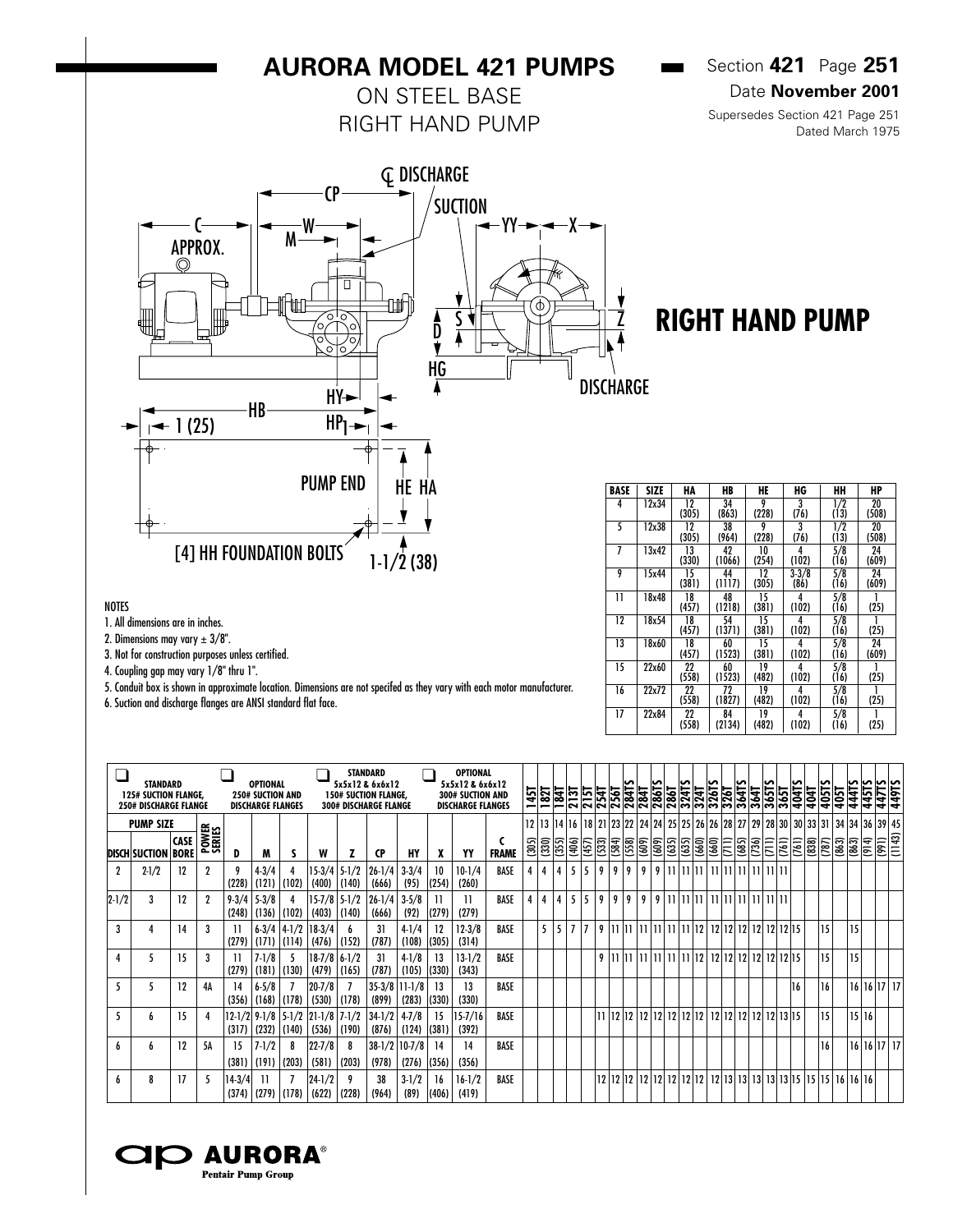# AURORA MODEL 421 PUMPS

## ON STEEL BASE
## RIGHT HAND PUMP

Section **421** Page **251**
Date **November 2001**
Supersedes Section 421 Page 251 Dated March 1975

## RIGHT HAND PUMP

| BASE | SIZE | HA | HB | HE | HG | HH | HP |
|---|---|---|---|---|---|---|---|
| 4 | 12x34 | 12 (305) | 34 (863) | 9 (228) | 3 (76) | 1/2 (13) | 20 (508) |
| 5 | 12x38 | 12 (305) | 38 (964) | 9 (228) | 3 (76) | 1/2 (13) | 20 (508) |
| 7 | 13x42 | 13 (330) | 42 (1066) | 10 (254) | 4 (102) | 5/8 (16) | 24 (609) |
| 9 | 15x44 | 15 (381) | 44 (1117) | 12 (305) | 3-3/8 (86) | 5/8 (16) | 24 (609) |
| 11 | 18x48 | 18 (457) | 48 (1218) | 15 (381) | 4 (102) | 5/8 (16) | 1 (25) |
| 12 | 18x54 | 18 (457) | 54 (1371) | 15 (381) | 4 (102) | 5/8 (16) | 1 (25) |
| 13 | 18x60 | 18 (457) | 60 (1523) | 15 (381) | 4 (102) | 5/8 (16) | 24 (609) |
| 15 | 22x60 | 22 (558) | 60 (1523) | 19 (482) | 4 (102) | 5/8 (16) | 1 (25) |
| 16 | 22x72 | 22 (558) | 72 (1827) | 19 (482) | 4 (102) | 5/8 (16) | 1 (25) |
| 17 | 22x84 | 22 (558) | 84 (2134) | 19 (482) | 4 (102) | 5/8 (16) | 1 (25) |

NOTES
1. All dimensions are in inches.
2. Dimensions may vary ± 3/8".
3. Not for construction purposes unless certified.
4. Coupling gap may vary 1/8" thru 1".
5. Conduit box is shown in approximate location. Dimensions are not specifed as they vary with each motor manufacturer.
6. Suction and discharge flanges are ANSI standard flat face.

| ❑ STANDARD 125# SUCTION FLANGE, 250# DISCHARGE FLANGE | | | | ❑ OPTIONAL 250# SUCTION AND DISCHARGE FLANGES | | | ❑ STANDARD 5x5x12 & 6x6x12 150# SUCTION FLANGE, 300# DISCHARGE FLANGE | | | | ❑ OPTIONAL 5x5x12 & 6x6x12 300# SUCTION AND DISCHARGE FLANGES | | | 145T | 182T | 184T | 213T | 215T | 254T | 256T | 284TS | 284T | 286TS | 286T | 324TS | 324T | 326TS | 326T | 364TS | 364T | 365TS | 365T | 404TS | 404T | 405TS | 405T | 444TS | 445TS | 447TS | 449TS |
|---|---|---|---|---|---|---|---|---|---|---|---|---|---|---|---|---|---|---|---|---|---|---|---|---|---|---|---|---|---|---|---|---|---|---|---|---|---|---|---|---|
| PUMP SIZE | | | | | | | | | | | | | | 12 (305) | 13 (330) | 14 (355) | 16 (406) | 18 (457) | 21 (533) | 23 (584) | 22 (558) | 24 (609) | 24 (609) | 25 (635) | 25 (635) | 26 (660) | 26 (660) | 28 (711) | 27 (685) | 29 (736) | 28 (711) | 30 (761) | 30 (761) | 33 (838) | 31 (787) | 34 (863) | 34 (863) | 36 (914) | 39 (991) | 45 (1143) |
| DISCH | SUCTION | CASE BORE | POWER SERIES | D | M | S | W | Z | CP | HY | X | YY | C FRAME | | | | | | | | | | | | | | | | | | | | | | | | | | | |
| 2 | 2-1/2 | 12 | 2 | 9 (228) | 4-3/4 (121) | 4 (102) | 15-3/4 (400) | 5-1/2 (140) | 26-1/4 (666) | 3-3/4 (95) | 10 (254) | 10-1/4 (260) | BASE | 4 | 4 | 4 | 5 | 5 | 9 | 9 | 9 | 9 | 9 | 11 | 11 | 11 | 11 | 11 | 11 | 11 | 11 | 11 | | | | | | | | |
| 2-1/2 | 3 | 12 | 2 | 9-3/4 (248) | 5-3/8 (136) | 4 (102) | 15-7/8 (403) | 5-1/2 (140) | 26-1/4 (666) | 3-5/8 (92) | 11 (279) | 11 (279) | BASE | 4 | 4 | 4 | 5 | 5 | 9 | 9 | 9 | 9 | 9 | 11 | 11 | 11 | 11 | 11 | 11 | 11 | 11 | 11 | | | | | | | | |
| 3 | 4 | 14 | 3 | 11 (279) | 6-3/4 (171) | 4-1/2 (114) | 18-3/4 (476) | 6 (152) | 31 (787) | 4-1/4 (108) | 12 (305) | 12-3/8 (314) | BASE | | 5 | 5 | 7 | 7 | 9 | 11 | 11 | 11 | 11 | 11 | 11 | 12 | 12 | 12 | 12 | 12 | 12 | 12 | 15 | | 15 | | 15 | | | |
| 4 | 5 | 15 | 3 | 11 (279) | 7-1/8 (181) | 5 (130) | 18-7/8 (479) | 6-1/2 (165) | 31 (787) | 4-1/8 (105) | 13 (330) | 13-1/2 (343) | BASE | | | | | | 9 | 11 | 11 | 11 | 11 | 11 | 11 | 12 | 12 | 12 | 12 | 12 | 12 | 12 | 15 | | 15 | | 15 | | | |
| 5 | 5 | 12 | 4A | 14 (356) | 6-5/8 (168) | 7 (178) | 20-7/8 (530) | 7 (178) | 35-3/8 (899) | 11-1/8 (283) | 13 (330) | 13 (330) | BASE | | | | | | | | | | | | | | | | | | | | 16 | | 16 | | 16 | 16 | 17 | 17 |
| 5 | 6 | 15 | 4 | 12-1/2 (317) | 9-1/8 (232) | 5-1/2 (140) | 21-1/8 (536) | 7-1/2 (190) | 34-1/2 (876) | 4-7/8 (124) | 15 (381) | 15-7/16 (392) | BASE | | | | | | 11 | 12 | 12 | 12 | 12 | 12 | 12 | 12 | 12 | 12 | 12 | 12 | 12 | 13 | 15 | | 15 | | 15 | 16 | | |
| 6 | 6 | 12 | 5A | 15 (381) | 7-1/2 (191) | 8 (203) | 22-7/8 (581) | 8 (203) | 38-1/2 (978) | 10-7/8 (276) | 14 (356) | 14 (356) | BASE | | | | | | | | | | | | | | | | | | | | | | 16 | | 16 | 16 | 17 | 17 |
| 6 | 8 | 17 | 5 | 14-3/4 (374) | 11 (279) | 7 (178) | 24-1/2 (622) | 9 (228) | 38 (964) | 3-1/2 (89) | 16 (406) | 16-1/2 (419) | BASE | | | | | | 12 | 12 | 12 | 12 | 12 | 12 | 12 | 12 | 12 | 13 | 13 | 13 | 13 | 13 | 15 | 15 | 15 | 15 | 16 | 16 | 16 | |

AURORA®
Pentair Pump Group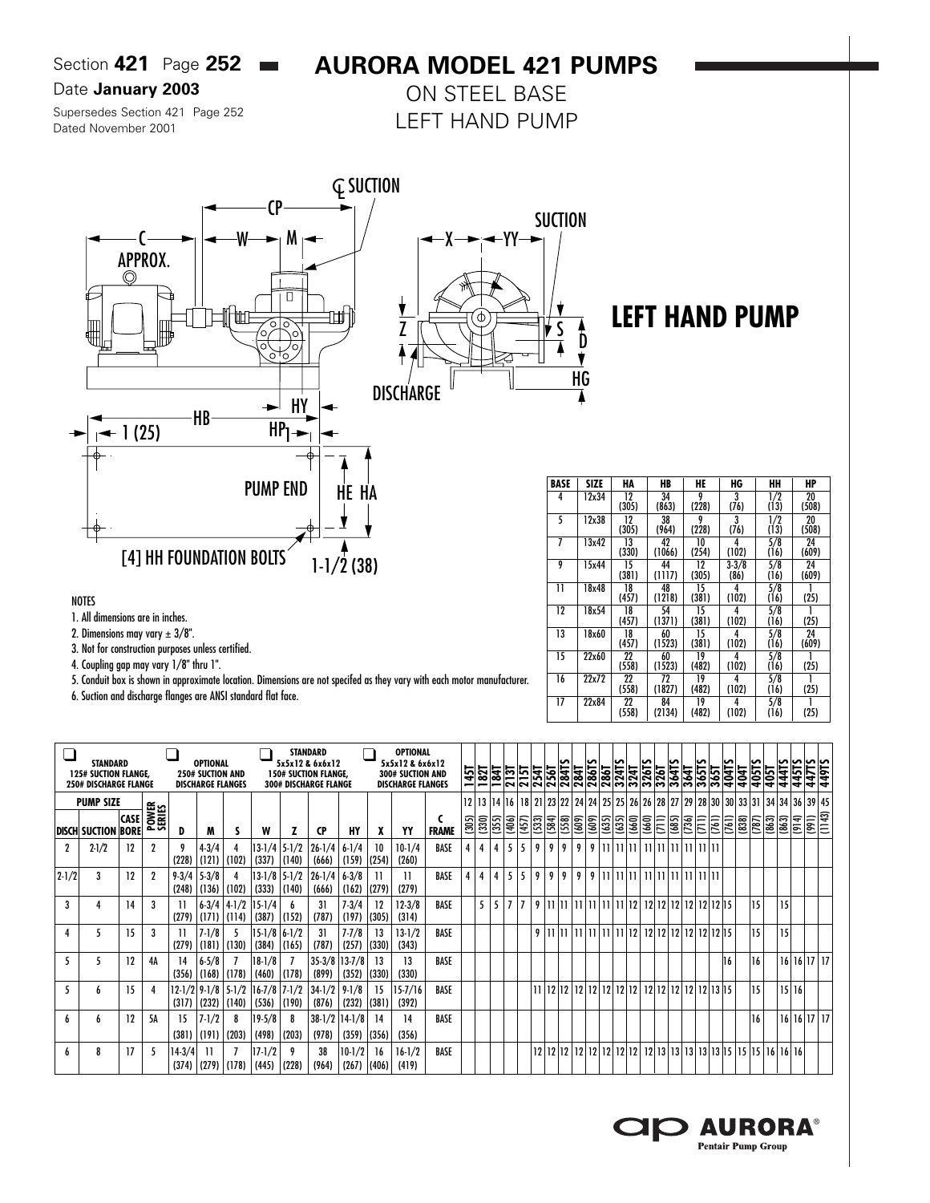# AURORA MODEL 421 PUMPS

## ON STEEL BASE
## LEFT HAND PUMP

Date **January 2003**

Supersedes Section 421 Page 252 Dated November 2001

# LEFT HAND PUMP

[4] HH FOUNDATION BOLTS

| BASE | SIZE | HA | HB | HE | HG | HH | HP |
|---|---|---|---|---|---|---|---|
| 4 | 12x34 | 12 (305) | 34 (863) | 9 (228) | 3 (76) | 1/2 (13) | 20 (508) |
| 5 | 12x38 | 12 (305) | 38 (964) | 9 (228) | 3 (76) | 1/2 (13) | 20 (508) |
| 7 | 13x42 | 13 (330) | 42 (1066) | 10 (254) | 4 (102) | 5/8 (16) | 24 (609) |
| 9 | 15x44 | 15 (381) | 44 (1117) | 12 (305) | 3-3/8 (86) | 5/8 (16) | 24 (609) |
| 11 | 18x48 | 18 (457) | 48 (1218) | 15 (381) | 4 (102) | 5/8 (16) | 1 (25) |
| 12 | 18x54 | 18 (457) | 54 (1371) | 15 (381) | 4 (102) | 5/8 (16) | 1 (25) |
| 13 | 18x60 | 18 (457) | 60 (1523) | 15 (381) | 4 (102) | 5/8 (16) | 24 (609) |
| 15 | 22x60 | 22 (558) | 60 (1523) | 19 (482) | 4 (102) | 5/8 (16) | 1 (25) |
| 16 | 22x72 | 22 (558) | 72 (1827) | 19 (482) | 4 (102) | 5/8 (16) | 1 (25) |
| 17 | 22x84 | 22 (558) | 84 (2134) | 19 (482) | 4 (102) | 5/8 (16) | 1 (25) |

NOTES

1. All dimensions are in inches.
2. Dimensions may vary ± 3/8".
3. Not for construction purposes unless certified.
4. Coupling gap may vary 1/8" thru 1".
5. Conduit box is shown in approximate location. Dimensions are not specifed as they vary with each motor manufacturer.
6. Suction and discharge flanges are ANSI standard flat face.

| STANDARD 125# SUCTION FLANGE, 250# DISCHARGE FLANGE | | | | OPTIONAL 250# SUCTION AND DISCHARGE FLANGES | | | STANDARD 5x5x12 & 6x6x12 150# SUCTION FLANGE, 300# DISCHARGE FLANGE | | | | OPTIONAL 5x5x12 & 6x6x12 300# SUCTION AND DISCHARGE FLANGES | | | 145T | 182T | 184T | 213T | 215T | 254T | 256T | 284TS | 284T | 286TS | 286T | 324TS | 324T | 326TS | 326T | 364TS | 364T | 365TS | 365T | 404TS | 404T | 405TS | 405T | 444TS | 445TS | 447TS | 449TS |
|---|---|---|---|---|---|---|---|---|---|---|---|---|---|---|---|---|---|---|---|---|---|---|---|---|---|---|---|---|---|---|---|---|---|---|---|---|---|---|---|---|
| PUMP SIZE DISCH | SUCTION | CASE BORE | POWER SERIES | D | M | S | W | Z | CP | HY | X | YY | C FRAME | 12 (305) | 13 (330) | 14 (355) | 16 (406) | 18 (457) | 21 (533) | 23 (584) | 22 (558) | 24 (609) | 24 (609) | 25 (635) | 25 (635) | 26 (660) | 26 (660) | 28 (711) | 27 (685) | 29 (736) | 28 (711) | 30 (761) | 30 (761) | 33 (838) | 31 (787) | 34 (863) | 34 (863) | 36 (914) | 39 (991) | 45 (1143) |
| 2 | 2-1/2 | 12 | 2 | 9 (228) | 4-3/4 (121) | 4 (102) | 13-1/4 (337) | 5-1/2 (140) | 26-1/4 (666) | 6-1/4 (159) | 10 (254) | 10-1/4 (260) | BASE | 4 | 4 | 4 | 5 | 5 | 9 | 9 | 9 | 9 | 9 | 11 | 11 | 11 | 11 | 11 | 11 | 11 | 11 | 11 | | | | | | | | |
| 2-1/2 | 3 | 12 | 2 | 9-3/4 (248) | 5-3/8 (136) | 4 (102) | 13-1/8 (333) | 5-1/2 (140) | 26-1/4 (666) | 6-3/8 (162) | 11 (279) | 11 (279) | BASE | 4 | 4 | 4 | 5 | 5 | 9 | 9 | 9 | 9 | 9 | 11 | 11 | 11 | 11 | 11 | 11 | 11 | 11 | 11 | | | | | | | | |
| 3 | 4 | 14 | 3 | 11 (279) | 6-3/4 (171) | 4-1/2 (114) | 15-1/4 (387) | 6 (152) | 31 (787) | 7-3/4 (197) | 12 (305) | 12-3/8 (314) | BASE | | 5 | 5 | 7 | 7 | 9 | 11 | 11 | 11 | 11 | 11 | 11 | 12 | 12 | 12 | 12 | 12 | 12 | 12 | 15 | | 15 | | 15 | | | |
| 4 | 5 | 15 | 3 | 11 (279) | 7-1/8 (181) | 5 (130) | 15-1/8 (384) | 6-1/2 (165) | 31 (787) | 7-7/8 (257) | 13 (330) | 13-1/2 (343) | BASE | | | | | | 9 | 11 | 11 | 11 | 11 | 11 | 11 | 12 | 12 | 12 | 12 | 12 | 12 | 12 | 15 | | 15 | | 15 | | | |
| 5 | 5 | 12 | 4A | 14 (356) | 6-5/8 (168) | 7 (178) | 18-1/8 (460) | 7 (178) | 35-3/8 (899) | 13-7/8 (352) | 13 (330) | 13 (330) | BASE | | | | | | | | | | | | | | | | | | | | 16 | | 16 | | 16 | 16 | 17 | 17 |
| 5 | 6 | 15 | 4 | 12-1/2 (317) | 9-1/8 (232) | 5-1/2 (140) | 16-7/8 (536) | 7-1/2 (190) | 34-1/2 (876) | 9-1/8 (232) | 15 (381) | 15-7/16 (392) | BASE | | | | | | 11 | 12 | 12 | 12 | 12 | 12 | 12 | 12 | 12 | 12 | 12 | 12 | 12 | 13 | 15 | | 15 | | 15 | 16 | | |
| 6 | 6 | 12 | 5A | 15 (381) | 7-1/2 (191) | 8 (203) | 19-5/8 (498) | 8 (203) | 38-1/2 (978) | 14-1/8 (359) | 14 (356) | 14 (356) | BASE | | | | | | | | | | | | | | | | | | | | | | 16 | | 16 | 16 | 17 | 17 |
| 6 | 8 | 17 | 5 | 14-3/4 (374) | 11 (279) | 7 (178) | 17-1/2 (445) | 9 (228) | 38 (964) | 10-1/2 (267) | 16 (406) | 16-1/2 (419) | BASE | | | | | | 12 | 12 | 12 | 12 | 12 | 12 | 12 | 12 | 12 | 13 | 13 | 13 | 13 | 13 | 13 | 15 | 15 | 15 | 16 | 16 | 16 | |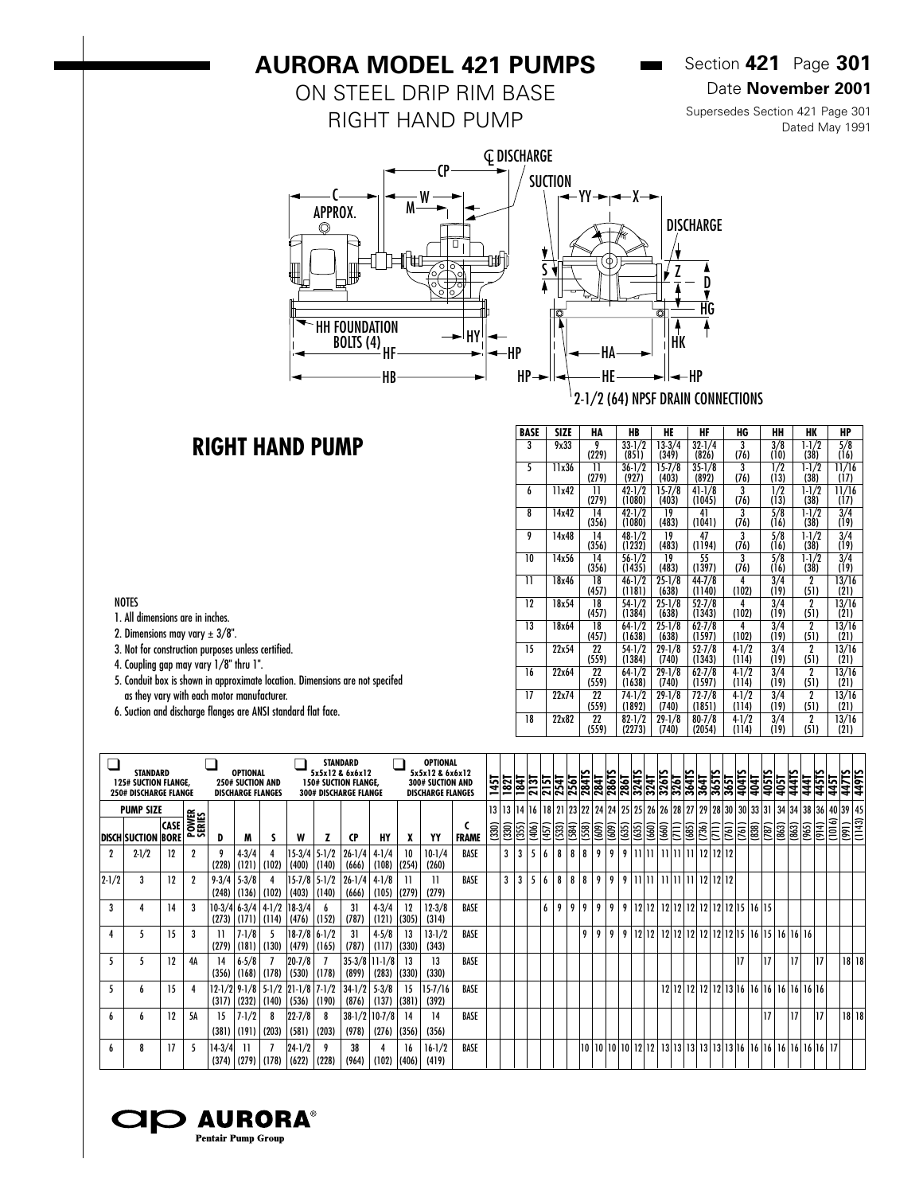# AURORA MODEL 421 PUMPS

ON STEEL DRIP RIM BASE
RIGHT HAND PUMP

Section **421** Page **301**
Date **November 2001**
Supersedes Section 421 Page 301 Dated May 1991

2-1/2 (64) NPSF DRAIN CONNECTIONS

## RIGHT HAND PUMP

| BASE | SIZE | HA | HB | HE | HF | HG | HH | HK | HP |
|---|---|---|---|---|---|---|---|---|---|
| 3 | 9x33 | 9 (229) | 33-1/2 (851) | 13-3/4 (349) | 32-1/4 (826) | 3 (76) | 3/8 (10) | 1-1/2 (38) | 5/8 (16) |
| 5 | 11x36 | 11 (279) | 36-1/2 (927) | 15-7/8 (403) | 35-1/8 (892) | 3 (76) | 1/2 (13) | 1-1/2 (38) | 11/16 (17) |
| 6 | 11x42 | 11 (279) | 42-1/2 (1080) | 15-7/8 (403) | 41-1/8 (1045) | 3 (76) | 1/2 (13) | 1-1/2 (38) | 11/16 (17) |
| 8 | 14x42 | 14 (356) | 42-1/2 (1080) | 19 (483) | 41 (1041) | 3 (76) | 5/8 (16) | 1-1/2 (38) | 3/4 (19) |
| 9 | 14x48 | 14 (356) | 48-1/2 (1232) | 19 (483) | 47 (1194) | 3 (76) | 5/8 (16) | 1-1/2 (38) | 3/4 (19) |
| 10 | 14x56 | 14 (356) | 56-1/2 (1435) | 19 (483) | 55 (1397) | 3 (76) | 5/8 (16) | 1-1/2 (38) | 3/4 (19) |
| 11 | 18x46 | 18 (457) | 46-1/2 (1181) | 25-1/8 (638) | 44-7/8 (1140) | 4 (102) | 3/4 (19) | 2 (51) | 13/16 (21) |
| 12 | 18x54 | 18 (457) | 54-1/2 (1384) | 25-1/8 (638) | 52-7/8 (1343) | 4 (102) | 3/4 (19) | 2 (51) | 13/16 (21) |
| 13 | 18x64 | 18 (457) | 64-1/2 (1638) | 25-1/8 (638) | 62-7/8 (1597) | 4 (102) | 3/4 (19) | 2 (51) | 13/16 (21) |
| 15 | 22x54 | 22 (559) | 54-1/2 (1384) | 29-1/8 (740) | 52-7/8 (1343) | 4-1/2 (114) | 3/4 (19) | 2 (51) | 13/16 (21) |
| 16 | 22x64 | 22 (559) | 64-1/2 (1638) | 29-1/8 (740) | 62-7/8 (1597) | 4-1/2 (114) | 3/4 (19) | 2 (51) | 13/16 (21) |
| 17 | 22x74 | 22 (559) | 74-1/2 (1892) | 29-1/8 (740) | 72-7/8 (1851) | 4-1/2 (114) | 3/4 (19) | 2 (51) | 13/16 (21) |
| 18 | 22x82 | 22 (559) | 82-1/2 (2273) | 29-1/8 (740) | 80-7/8 (2054) | 4-1/2 (114) | 3/4 (19) | 2 (51) | 13/16 (21) |

NOTES
1. All dimensions are in inches.
2. Dimensions may vary ± 3/8".
3. Not for construction purposes unless certified.
4. Coupling gap may vary 1/8" thru 1".
5. Conduit box is shown in approximate location. Dimensions are not specifed as they vary with each motor manufacturer.
6. Suction and discharge flanges are ANSI standard flat face.

| ☐ STANDARD 125# SUCTION FLANGE, 250# DISCHARGE FLANGE | | | | ☐ OPTIONAL 250# SUCTION AND DISCHARGE FLANGES | | | ☐ STANDARD 5x5x12 & 6x6x12 150# SUCTION FLANGE, 300# DISCHARGE FLANGE | | | | ☐ OPTIONAL 5x5x12 & 6x6x12 300# SUCTION AND DISCHARGE FLANGES | | | 145T | 182T | 184T | 213T | 215T | 254T | 256T | 284TS | 284T | 286TS | 286T | 324TS | 324T | 326TS | 326T | 364TS | 364T | 365TS | 365T | 404TS | 404T | 405TS | 405T | 444TS | 444T | 445TS | 445T | 447TS | 449TS |
|---|---|---|---|---|---|---|---|---|---|---|---|---|---|---|---|---|---|---|---|---|---|---|---|---|---|---|---|---|---|---|---|---|---|---|---|---|---|---|---|---|---|---|
| PUMP SIZE | | | | | | | | | | | | | | 13 (330) | 13 (330) | 14 (355) | 16 (406) | 18 (457) | 21 (533) | 23 (584) | 22 (558) | 24 (609) | 24 (609) | 25 (635) | 25 (635) | 26 (660) | 26 (660) | 28 (711) | 27 (685) | 29 (736) | 28 (711) | 30 (761) | 30 (761) | 33 (838) | 31 (787) | 34 (863) | 34 (863) | 38 (965) | 36 (914) | 40 (1016) | 39 (991) | 45 (1143) |
| DISCH | SUCTION | CASE BORE | POWER SERIES | D | M | S | W | Z | CP | HY | X | YY | C FRAME | | | | | | | | | | | | | | | | | | | | | | | | | | | | | |
| 2 | 2-1/2 | 12 | 2 | 9 (228) | 4-3/4 (121) | 4 (102) | 15-3/4 (400) | 5-1/2 (140) | 26-1/4 (666) | 4-1/4 (108) | 10 (254) | 10-1/4 (260) | BASE | | 3 | 3 | 5 | 6 | 8 | 8 | 8 | 9 | 9 | 9 | 11 | 11 | 11 | 11 | 11 | 12 | 12 | 12 | | | | | | | | | | |
| 2-1/2 | 3 | 12 | 2 | 9-3/4 (248) | 5-3/8 (136) | 4 (102) | 15-7/8 (403) | 5-1/2 (140) | 26-1/4 (666) | 4-1/8 (105) | 11 (279) | 11 (279) | BASE | | 3 | 3 | 5 | 6 | 8 | 8 | 8 | 9 | 9 | 9 | 11 | 11 | 11 | 11 | 11 | 12 | 12 | 12 | | | | | | | | | | |
| 3 | 4 | 14 | 3 | 10-3/4 (273) | 6-3/4 (171) | 4-1/2 (114) | 18-3/4 (476) | 6 (152) | 31 (787) | 4-3/4 (121) | 12 (305) | 12-3/8 (314) | BASE | | | | | 6 | 9 | 9 | 9 | 9 | 9 | 9 | 12 | 12 | 12 | 12 | 12 | 12 | 12 | 12 | 15 | 16 | 15 | | | | | | | |
| 4 | 5 | 15 | 3 | 11 (279) | 7-1/8 (181) | 5 (130) | 18-7/8 (479) | 6-1/2 (165) | 31 (787) | 4-5/8 (117) | 13 (330) | 13-1/2 (343) | BASE | | | | | | | | 9 | 9 | 9 | 9 | 12 | 12 | 12 | 12 | 12 | 12 | 12 | 12 | 15 | 16 | 15 | 16 | 16 | 16 | | | | |
| 5 | 5 | 12 | 4A | 14 (356) | 6-5/8 (168) | 7 (178) | 20-7/8 (530) | 7 (178) | 35-3/8 (899) | 11-1/8 (283) | 13 (330) | 13 (330) | BASE | | | | | | | | | | | | | | | | | | | | 17 | | 17 | | 17 | | 17 | | 18 | 18 |
| 5 | 6 | 15 | 4 | 12-1/2 (317) | 9-1/8 (232) | 5-1/2 (140) | 21-1/8 (536) | 7-1/2 (190) | 34-1/2 (876) | 5-3/8 (137) | 15 (381) | 15-7/16 (392) | BASE | | | | | | | | | | | | | | 12 | 12 | 12 | 12 | 12 | 13 | 16 | 16 | 16 | 16 | 16 | 16 | 16 | 16 | | |
| 6 | 6 | 12 | 5A | 15 (381) | 7-1/2 (191) | 8 (203) | 22-7/8 (581) | 8 (203) | 38-1/2 (978) | 10-7/8 (276) | 14 (356) | 14 (356) | BASE | | | | | | | | | | | | | | | | | | | | | | 17 | | 17 | | 17 | | 18 | 18 |
| 6 | 8 | 17 | 5 | 14-3/4 (374) | 11 (279) | 7 (178) | 24-1/2 (622) | 9 (228) | 38 (964) | 4 (102) | 16 (406) | 16-1/2 (419) | BASE | | | | | | | | 10 | 10 | 10 | 10 | 12 | 12 | 13 | 13 | 13 | 13 | 13 | 13 | 16 | 16 | 16 | 16 | 16 | 16 | 16 | 16 | 17 | |

AURORA®
Pentair Pump Group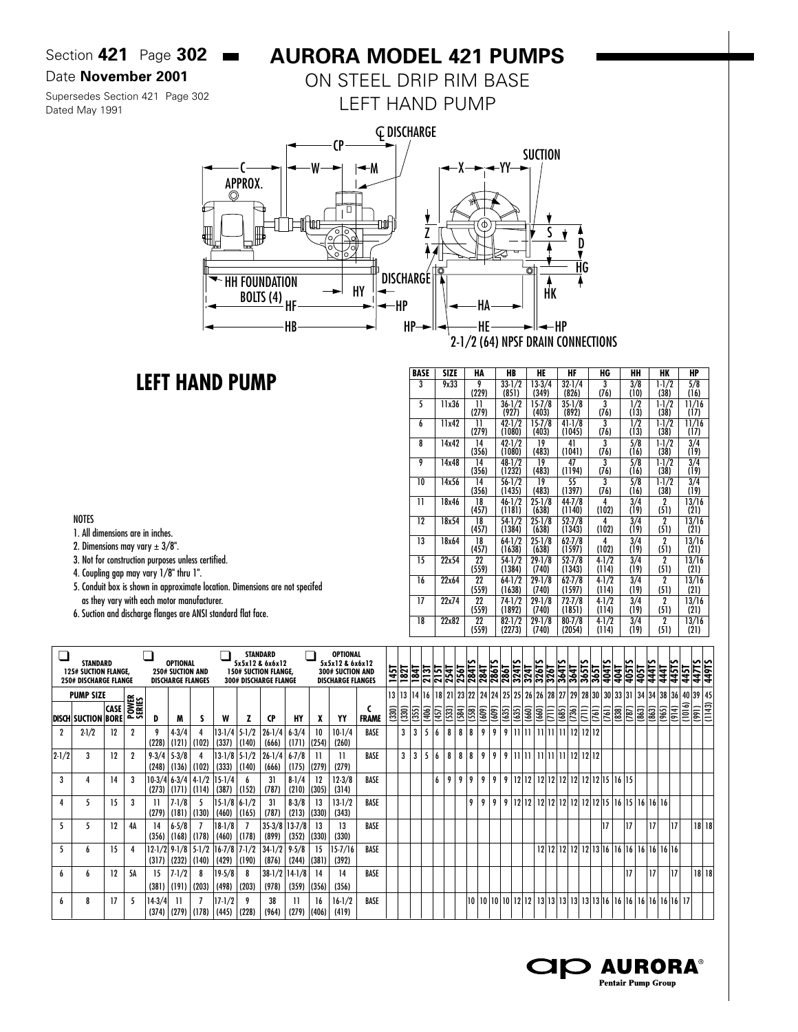# AURORA MODEL 421 PUMPS

ON STEEL DRIP RIM BASE

LEFT HAND PUMP

C APPROX.
W
M
CP
℄ DISCHARGE
SUCTION
X
YY
Z
S
D
HG
HK
HH FOUNDATION BOLTS (4)
HF
HY
HB
DISCHARGE
HP
HA
HE
2-1/2 (64) NPSF DRAIN CONNECTIONS

## LEFT HAND PUMP

| BASE | SIZE | HA | HB | HE | HF | HG | HH | HK | HP |
|---|---|---|---|---|---|---|---|---|---|
| 3 | 9x33 | 9 (229) | 33-1/2 (851) | 13-3/4 (349) | 32-1/4 (826) | 3 (76) | 3/8 (10) | 1-1/2 (38) | 5/8 (16) |
| 5 | 11x36 | 11 (279) | 36-1/2 (927) | 15-7/8 (403) | 35-1/8 (892) | 3 (76) | 1/2 (13) | 1-1/2 (38) | 11/16 (17) |
| 6 | 11x42 | 11 (279) | 42-1/2 (1080) | 15-7/8 (403) | 41-1/8 (1045) | 3 (76) | 1/2 (13) | 1-1/2 (38) | 11/16 (17) |
| 8 | 14x42 | 14 (356) | 42-1/2 (1080) | 19 (483) | 41 (1041) | 3 (76) | 5/8 (16) | 1-1/2 (38) | 3/4 (19) |
| 9 | 14x48 | 14 (356) | 48-1/2 (1232) | 19 (483) | 47 (1194) | 3 (76) | 5/8 (16) | 1-1/2 (38) | 3/4 (19) |
| 10 | 14x56 | 14 (356) | 56-1/2 (1435) | 19 (483) | 55 (1397) | 3 (76) | 5/8 (16) | 1-1/2 (38) | 3/4 (19) |
| 11 | 18x46 | 18 (457) | 46-1/2 (1181) | 25-1/8 (638) | 44-7/8 (1140) | 4 (102) | 3/4 (19) | 2 (51) | 13/16 (21) |
| 12 | 18x54 | 18 (457) | 54-1/2 (1384) | 25-1/8 (638) | 52-7/8 (1343) | 4 (102) | 3/4 (19) | 2 (51) | 13/16 (21) |
| 13 | 18x64 | 18 (457) | 64-1/2 (1638) | 25-1/8 (638) | 62-7/8 (1597) | 4 (102) | 3/4 (19) | 2 (51) | 13/16 (21) |
| 15 | 22x54 | 22 (559) | 54-1/2 (1384) | 29-1/8 (740) | 52-7/8 (1343) | 4-1/2 (114) | 3/4 (19) | 2 (51) | 13/16 (21) |
| 16 | 22x64 | 22 (559) | 64-1/2 (1638) | 29-1/8 (740) | 62-7/8 (1597) | 4-1/2 (114) | 3/4 (19) | 2 (51) | 13/16 (21) |
| 17 | 22x74 | 22 (559) | 74-1/2 (1892) | 29-1/8 (740) | 72-7/8 (1851) | 4-1/2 (114) | 3/4 (19) | 2 (51) | 13/16 (21) |
| 18 | 22x82 | 22 (559) | 82-1/2 (2273) | 29-1/8 (740) | 80-7/8 (2054) | 4-1/2 (114) | 3/4 (19) | 2 (51) | 13/16 (21) |

NOTES
1. All dimensions are in inches.
2. Dimensions may vary ± 3/8".
3. Not for construction purposes unless certified.
4. Coupling gap may vary 1/8" thru 1".
5. Conduit box is shown in approximate location. Dimensions are not specifed as they vary with each motor manufacturer.
6. Suction and discharge flanges are ANSI standard flat face.

| ☐ STANDARD 125# SUCTION FLANGE, 250# DISCHARGE FLANGE | | | | ☐ OPTIONAL 250# SUCTION AND DISCHARGE FLANGES | | | ☐ STANDARD 5x5x12 & 6x6x12 150# SUCTION FLANGE, 300# DISCHARGE FLANGE | | | | ☐ OPTIONAL 5x5x12 & 6x6x12 300# SUCTION AND DISCHARGE FLANGES | | | 145T | 182T | 184T | 213T | 215T | 254T | 256T | 284TS | 284T | 286TS | 286T | 324TS | 324T | 326TS | 326T | 364TS | 364T | 365TS | 365T | 404TS | 404T | 405TS | 405T | 444TS | 444T | 445TS | 445T | 447TS | 449TS |
|---|---|---|---|---|---|---|---|---|---|---|---|---|---|---|---|---|---|---|---|---|---|---|---|---|---|---|---|---|---|---|---|---|---|---|---|---|---|---|---|---|---|---|
| PUMP SIZE | | | | | | | | | | | | | | | 13 (330) | 13 (330) | 14 (355) | 16 (406) | 18 (457) | 21 (533) | 23 (584) | 22 (558) | 24 (609) | 24 (609) | 25 (635) | 25 (635) | 26 (660) | 26 (660) | 28 (711) | 27 (685) | 29 (736) | 28 (711) | 30 (761) | 30 (761) | 33 (838) | 31 (787) | 34 (863) | 34 (863) | 38 (965) | 36 (914) | 40 (1016) | 39 (991) | 45 (1143) |
| DISCH | SUCTION | CASE BORE | POWER SERIES | D | M | S | W | Z | CP | HY | X | YY | C FRAME | | | | | | | | | | | | | | | | | | | | | | | | | | | | | |
| 2 | 2-1/2 | 12 | 2 | 9 (228) | 4-3/4 (121) | 4 (102) | 13-1/4 (337) | 5-1/2 (140) | 26-1/4 (666) | 6-3/4 (171) | 10 (254) | 10-1/4 (260) | BASE | | 3 | 3 | 5 | 6 | 8 | 8 | 8 | 9 | 9 | 9 | 11 | 11 | 11 | 11 | 11 | 12 | 12 | 12 | | | | | | | | | | |
| 2-1/2 | 3 | 12 | 2 | 9-3/4 (248) | 5-3/8 (136) | 4 (102) | 13-1/8 (333) | 5-1/2 (140) | 26-1/4 (666) | 6-7/8 (175) | 11 (279) | 11 (279) | BASE | | 3 | 3 | 5 | 6 | 8 | 8 | 8 | 9 | 9 | 9 | 11 | 11 | 11 | 11 | 11 | 12 | 12 | 12 | | | | | | | | | | |
| 3 | 4 | 14 | 3 | 10-3/4 (273) | 6-3/4 (171) | 4-1/2 (114) | 15-1/4 (387) | 6 (152) | 31 (787) | 8-1/4 (210) | 12 (305) | 12-3/8 (314) | BASE | | | | | 6 | 9 | 9 | 9 | 9 | 9 | 9 | 12 | 12 | 12 | 12 | 12 | 12 | 12 | 12 | 15 | 16 | 15 | | | | | | | |
| 4 | 5 | 15 | 3 | 11 (279) | 7-1/8 (181) | 5 (130) | 15-1/8 (460) | 6-1/2 (165) | 31 (787) | 8-3/8 (213) | 13 (330) | 13-1/2 (343) | BASE | | | | | | | | 9 | 9 | 9 | 9 | 12 | 12 | 12 | 12 | 12 | 12 | 12 | 12 | 15 | 16 | 15 | 16 | 16 | 16 | | | | |
| 5 | 5 | 12 | 4A | 14 (356) | 6-5/8 (168) | 7 (178) | 18-1/8 (460) | 7 (178) | 35-3/8 (899) | 13-7/8 (352) | 13 (330) | 13 (330) | BASE | | | | | | | | | | | | | | | | | | | | 17 | | 17 | | 17 | | 17 | | 18 | 18 |
| 5 | 6 | 15 | 4 | 12-1/2 (317) | 9-1/8 (232) | 5-1/2 (140) | 16-7/8 (429) | 7-1/2 (190) | 34-1/2 (876) | 9-5/8 (244) | 15 (381) | 15-7/16 (392) | BASE | | | | | | | | | | | | | | 12 | 12 | 12 | 12 | 12 | 13 | 16 | 16 | 16 | 16 | 16 | 16 | 16 | | | |
| 6 | 6 | 12 | 5A | 15 (381) | 7-1/2 (191) | 8 (203) | 19-5/8 (498) | 8 (203) | 38-1/2 (978) | 14-1/8 (359) | 14 (356) | 14 (356) | BASE | | | | | | | | | | | | | | | | | | | | 17 | | 17 | | 17 | | | | 18 | 18 |
| 6 | 8 | 17 | 5 | 14-3/4 (374) | 11 (279) | 7 (178) | 17-1/2 (445) | 9 (228) | 38 (964) | 11 (279) | 16 (406) | 16-1/2 (419) | BASE | | | | | | | | 10 | 10 | 10 | 10 | 12 | 12 | 13 | 13 | 13 | 13 | 13 | 13 | 13 | 16 | 16 | 16 | 16 | 16 | 16 | 16 | 17 | |